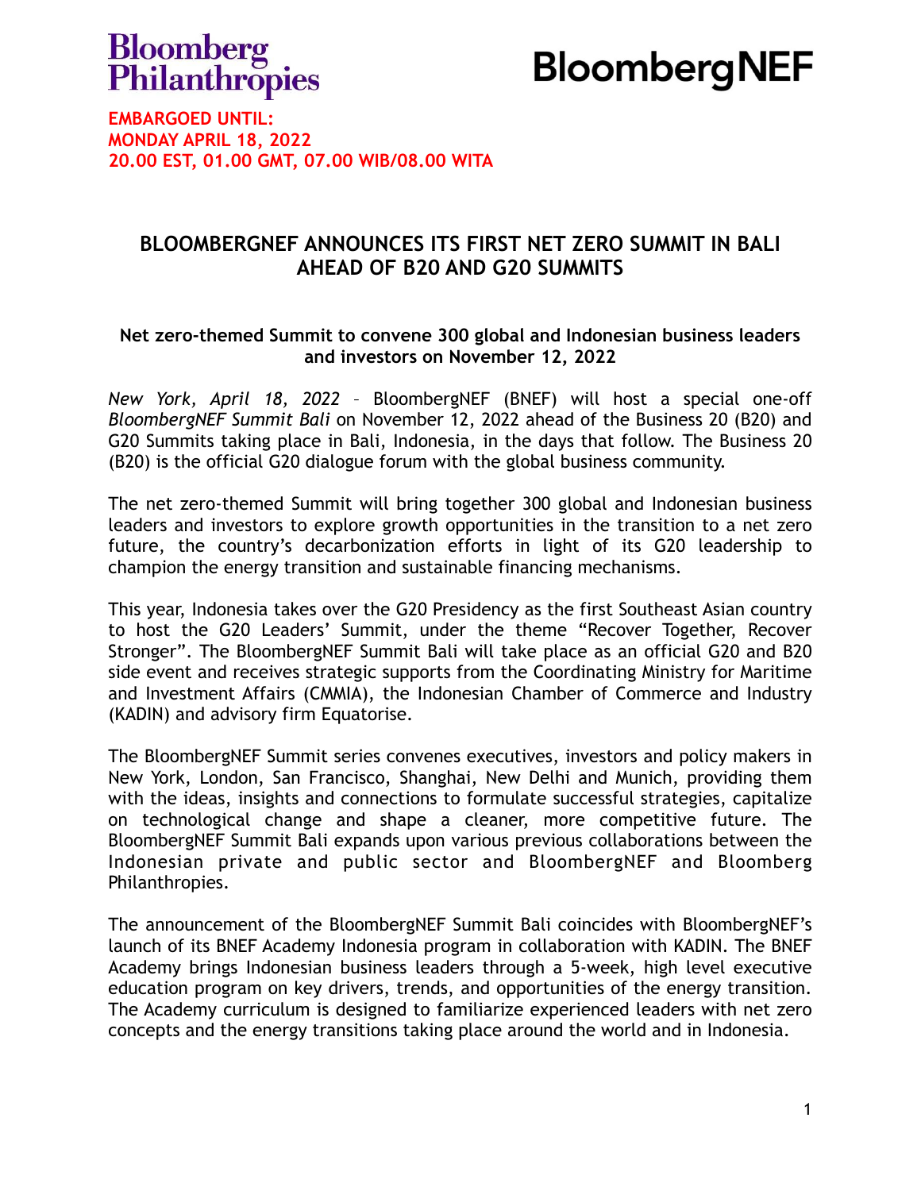Bloomberg Philanthropies

BloombergNEF

**EMBARGOED UNTIL:**
**MONDAY APRIL 18, 2022**
**20.00 EST, 01.00 GMT, 07.00 WIB/08.00 WITA**

# BLOOMBERGNEF ANNOUNCES ITS FIRST NET ZERO SUMMIT IN BALI AHEAD OF B20 AND G20 SUMMITS

### Net zero-themed Summit to convene 300 global and Indonesian business leaders and investors on November 12, 2022

*New York, April 18, 2022* – BloombergNEF (BNEF) will host a special one-off *BloombergNEF Summit Bali* on November 12, 2022 ahead of the Business 20 (B20) and G20 Summits taking place in Bali, Indonesia, in the days that follow. The Business 20 (B20) is the official G20 dialogue forum with the global business community.

The net zero-themed Summit will bring together 300 global and Indonesian business leaders and investors to explore growth opportunities in the transition to a net zero future, the country's decarbonization efforts in light of its G20 leadership to champion the energy transition and sustainable financing mechanisms.

This year, Indonesia takes over the G20 Presidency as the first Southeast Asian country to host the G20 Leaders' Summit, under the theme "Recover Together, Recover Stronger". The BloombergNEF Summit Bali will take place as an official G20 and B20 side event and receives strategic supports from the Coordinating Ministry for Maritime and Investment Affairs (CMMIA), the Indonesian Chamber of Commerce and Industry (KADIN) and advisory firm Equatorise.

The BloombergNEF Summit series convenes executives, investors and policy makers in New York, London, San Francisco, Shanghai, New Delhi and Munich, providing them with the ideas, insights and connections to formulate successful strategies, capitalize on technological change and shape a cleaner, more competitive future. The BloombergNEF Summit Bali expands upon various previous collaborations between the Indonesian private and public sector and BloombergNEF and Bloomberg Philanthropies.

The announcement of the BloombergNEF Summit Bali coincides with BloombergNEF's launch of its BNEF Academy Indonesia program in collaboration with KADIN. The BNEF Academy brings Indonesian business leaders through a 5-week, high level executive education program on key drivers, trends, and opportunities of the energy transition. The Academy curriculum is designed to familiarize experienced leaders with net zero concepts and the energy transitions taking place around the world and in Indonesia.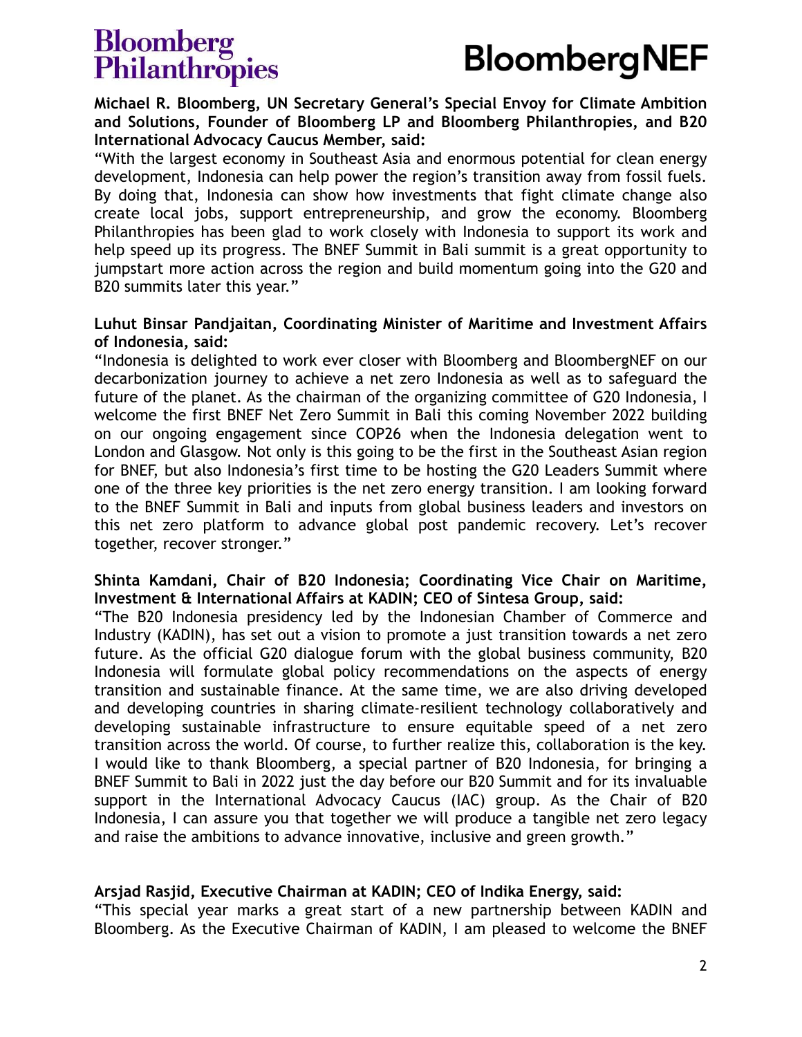**Michael R. Bloomberg, UN Secretary General's Special Envoy for Climate Ambition and Solutions, Founder of Bloomberg LP and Bloomberg Philanthropies, and B20 International Advocacy Caucus Member, said:**
"With the largest economy in Southeast Asia and enormous potential for clean energy development, Indonesia can help power the region's transition away from fossil fuels. By doing that, Indonesia can show how investments that fight climate change also create local jobs, support entrepreneurship, and grow the economy. Bloomberg Philanthropies has been glad to work closely with Indonesia to support its work and help speed up its progress. The BNEF Summit in Bali summit is a great opportunity to jumpstart more action across the region and build momentum going into the G20 and B20 summits later this year."

**Luhut Binsar Pandjaitan, Coordinating Minister of Maritime and Investment Affairs of Indonesia, said:**
"Indonesia is delighted to work ever closer with Bloomberg and BloombergNEF on our decarbonization journey to achieve a net zero Indonesia as well as to safeguard the future of the planet. As the chairman of the organizing committee of G20 Indonesia, I welcome the first BNEF Net Zero Summit in Bali this coming November 2022 building on our ongoing engagement since COP26 when the Indonesia delegation went to London and Glasgow. Not only is this going to be the first in the Southeast Asian region for BNEF, but also Indonesia's first time to be hosting the G20 Leaders Summit where one of the three key priorities is the net zero energy transition. I am looking forward to the BNEF Summit in Bali and inputs from global business leaders and investors on this net zero platform to advance global post pandemic recovery. Let's recover together, recover stronger."

**Shinta Kamdani, Chair of B20 Indonesia; Coordinating Vice Chair on Maritime, Investment & International Affairs at KADIN; CEO of Sintesa Group, said:**
"The B20 Indonesia presidency led by the Indonesian Chamber of Commerce and Industry (KADIN), has set out a vision to promote a just transition towards a net zero future. As the official G20 dialogue forum with the global business community, B20 Indonesia will formulate global policy recommendations on the aspects of energy transition and sustainable finance. At the same time, we are also driving developed and developing countries in sharing climate-resilient technology collaboratively and developing sustainable infrastructure to ensure equitable speed of a net zero transition across the world. Of course, to further realize this, collaboration is the key. I would like to thank Bloomberg, a special partner of B20 Indonesia, for bringing a BNEF Summit to Bali in 2022 just the day before our B20 Summit and for its invaluable support in the International Advocacy Caucus (IAC) group. As the Chair of B20 Indonesia, I can assure you that together we will produce a tangible net zero legacy and raise the ambitions to advance innovative, inclusive and green growth."

**Arsjad Rasjid, Executive Chairman at KADIN; CEO of Indika Energy, said:**
"This special year marks a great start of a new partnership between KADIN and Bloomberg. As the Executive Chairman of KADIN, I am pleased to welcome the BNEF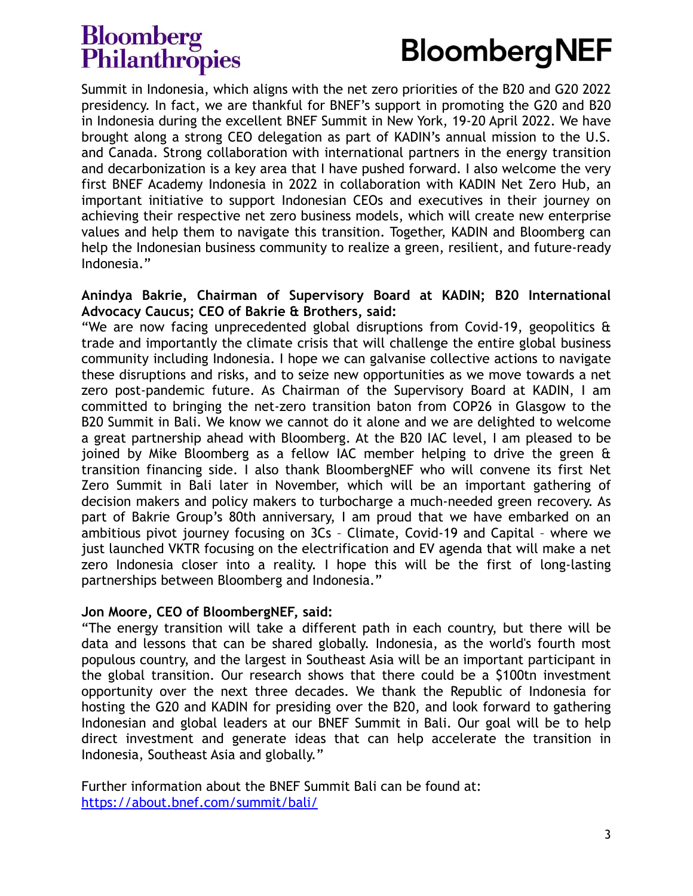Summit in Indonesia, which aligns with the net zero priorities of the B20 and G20 2022 presidency. In fact, we are thankful for BNEF's support in promoting the G20 and B20 in Indonesia during the excellent BNEF Summit in New York, 19-20 April 2022. We have brought along a strong CEO delegation as part of KADIN's annual mission to the U.S. and Canada. Strong collaboration with international partners in the energy transition and decarbonization is a key area that I have pushed forward. I also welcome the very first BNEF Academy Indonesia in 2022 in collaboration with KADIN Net Zero Hub, an important initiative to support Indonesian CEOs and executives in their journey on achieving their respective net zero business models, which will create new enterprise values and help them to navigate this transition. Together, KADIN and Bloomberg can help the Indonesian business community to realize a green, resilient, and future-ready Indonesia."

**Anindya Bakrie, Chairman of Supervisory Board at KADIN; B20 International Advocacy Caucus; CEO of Bakrie & Brothers, said:**
"We are now facing unprecedented global disruptions from Covid-19, geopolitics & trade and importantly the climate crisis that will challenge the entire global business community including Indonesia. I hope we can galvanise collective actions to navigate these disruptions and risks, and to seize new opportunities as we move towards a net zero post-pandemic future. As Chairman of the Supervisory Board at KADIN, I am committed to bringing the net-zero transition baton from COP26 in Glasgow to the B20 Summit in Bali. We know we cannot do it alone and we are delighted to welcome a great partnership ahead with Bloomberg. At the B20 IAC level, I am pleased to be joined by Mike Bloomberg as a fellow IAC member helping to drive the green & transition financing side. I also thank BloombergNEF who will convene its first Net Zero Summit in Bali later in November, which will be an important gathering of decision makers and policy makers to turbocharge a much-needed green recovery. As part of Bakrie Group's 80th anniversary, I am proud that we have embarked on an ambitious pivot journey focusing on 3Cs – Climate, Covid-19 and Capital – where we just launched VKTR focusing on the electrification and EV agenda that will make a net zero Indonesia closer into a reality. I hope this will be the first of long-lasting partnerships between Bloomberg and Indonesia."

**Jon Moore, CEO of BloombergNEF, said:**
"The energy transition will take a different path in each country, but there will be data and lessons that can be shared globally. Indonesia, as the world's fourth most populous country, and the largest in Southeast Asia will be an important participant in the global transition. Our research shows that there could be a $100tn investment opportunity over the next three decades. We thank the Republic of Indonesia for hosting the G20 and KADIN for presiding over the B20, and look forward to gathering Indonesian and global leaders at our BNEF Summit in Bali. Our goal will be to help direct investment and generate ideas that can help accelerate the transition in Indonesia, Southeast Asia and globally."

Further information about the BNEF Summit Bali can be found at:
[https://about.bnef.com/summit/bali/](https://about.bnef.com/summit/bali/)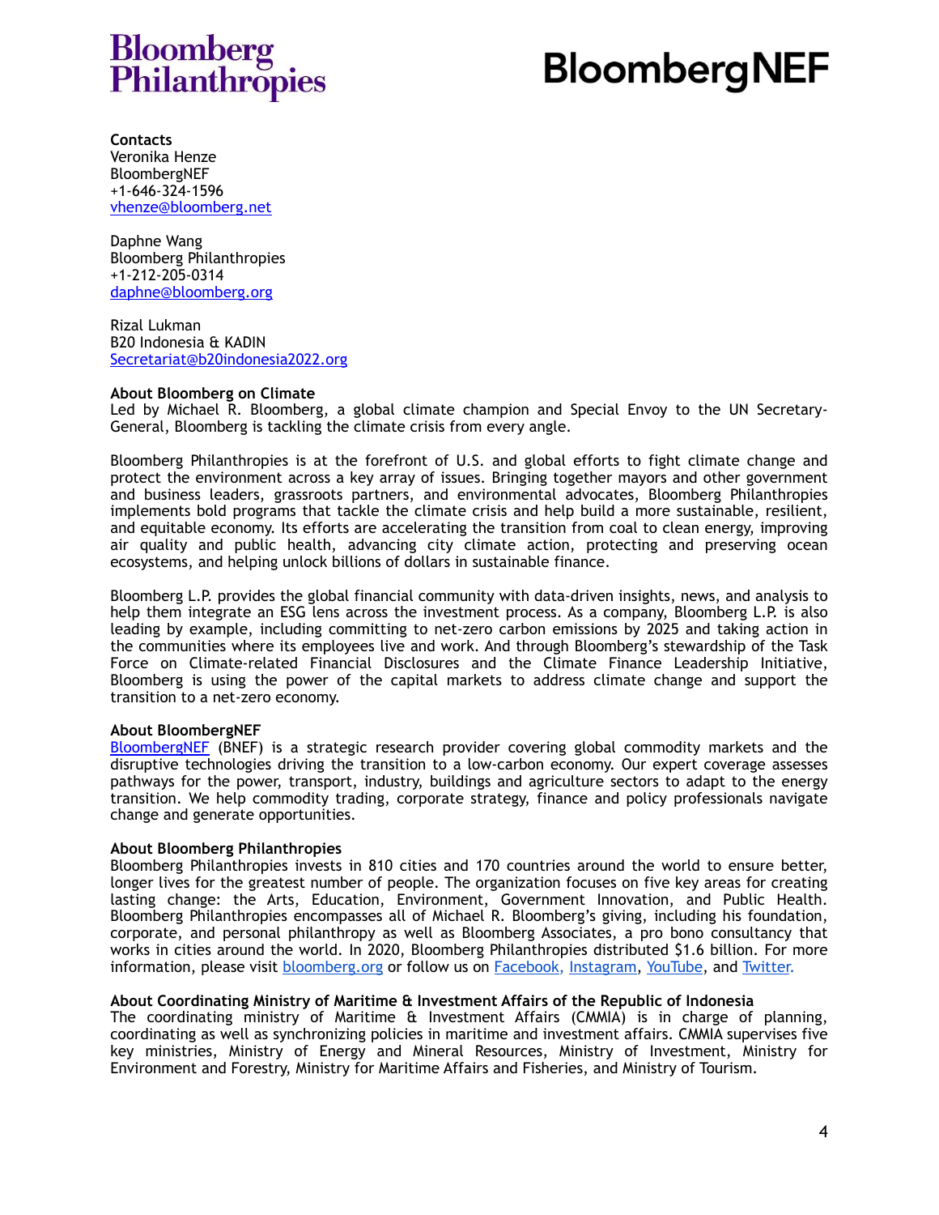**Contacts**
Veronika Henze
BloombergNEF
+1-646-324-1596
vhenze@bloomberg.net

Daphne Wang
Bloomberg Philanthropies
+1-212-205-0314
daphne@bloomberg.org

Rizal Lukman
B20 Indonesia & KADIN
Secretariat@b20indonesia2022.org

**About Bloomberg on Climate**
Led by Michael R. Bloomberg, a global climate champion and Special Envoy to the UN Secretary-General, Bloomberg is tackling the climate crisis from every angle.

Bloomberg Philanthropies is at the forefront of U.S. and global efforts to fight climate change and protect the environment across a key array of issues. Bringing together mayors and other government and business leaders, grassroots partners, and environmental advocates, Bloomberg Philanthropies implements bold programs that tackle the climate crisis and help build a more sustainable, resilient, and equitable economy. Its efforts are accelerating the transition from coal to clean energy, improving air quality and public health, advancing city climate action, protecting and preserving ocean ecosystems, and helping unlock billions of dollars in sustainable finance.

Bloomberg L.P. provides the global financial community with data-driven insights, news, and analysis to help them integrate an ESG lens across the investment process. As a company, Bloomberg L.P. is also leading by example, including committing to net-zero carbon emissions by 2025 and taking action in the communities where its employees live and work. And through Bloomberg's stewardship of the Task Force on Climate-related Financial Disclosures and the Climate Finance Leadership Initiative, Bloomberg is using the power of the capital markets to address climate change and support the transition to a net-zero economy.

**About BloombergNEF**
BloombergNEF (BNEF) is a strategic research provider covering global commodity markets and the disruptive technologies driving the transition to a low-carbon economy. Our expert coverage assesses pathways for the power, transport, industry, buildings and agriculture sectors to adapt to the energy transition. We help commodity trading, corporate strategy, finance and policy professionals navigate change and generate opportunities.

**About Bloomberg Philanthropies**
Bloomberg Philanthropies invests in 810 cities and 170 countries around the world to ensure better, longer lives for the greatest number of people. The organization focuses on five key areas for creating lasting change: the Arts, Education, Environment, Government Innovation, and Public Health. Bloomberg Philanthropies encompasses all of Michael R. Bloomberg's giving, including his foundation, corporate, and personal philanthropy as well as Bloomberg Associates, a pro bono consultancy that works in cities around the world. In 2020, Bloomberg Philanthropies distributed $1.6 billion. For more information, please visit bloomberg.org or follow us on Facebook, Instagram, YouTube, and Twitter.

**About Coordinating Ministry of Maritime & Investment Affairs of the Republic of Indonesia**
The coordinating ministry of Maritime & Investment Affairs (CMMIA) is in charge of planning, coordinating as well as synchronizing policies in maritime and investment affairs. CMMIA supervises five key ministries, Ministry of Energy and Mineral Resources, Ministry of Investment, Ministry for Environment and Forestry, Ministry for Maritime Affairs and Fisheries, and Ministry of Tourism.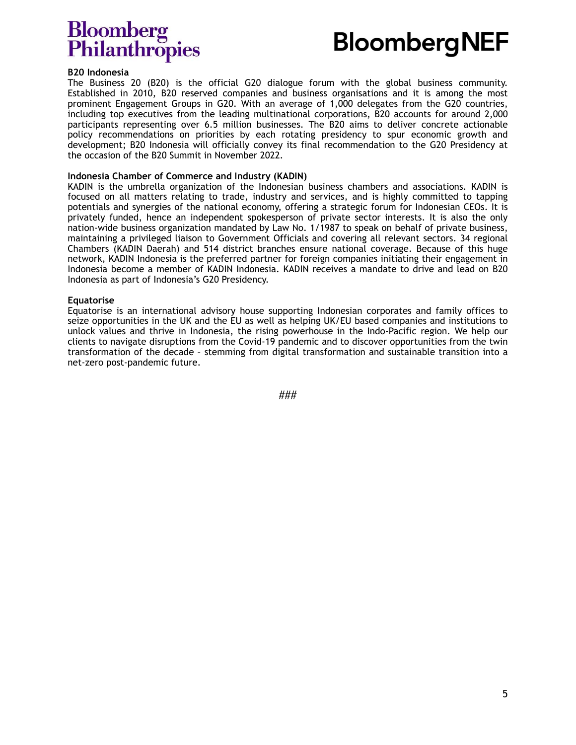**B20 Indonesia**
The Business 20 (B20) is the official G20 dialogue forum with the global business community. Established in 2010, B20 reserved companies and business organisations and it is among the most prominent Engagement Groups in G20. With an average of 1,000 delegates from the G20 countries, including top executives from the leading multinational corporations, B20 accounts for around 2,000 participants representing over 6.5 million businesses. The B20 aims to deliver concrete actionable policy recommendations on priorities by each rotating presidency to spur economic growth and development; B20 Indonesia will officially convey its final recommendation to the G20 Presidency at the occasion of the B20 Summit in November 2022.

**Indonesia Chamber of Commerce and Industry (KADIN)**
KADIN is the umbrella organization of the Indonesian business chambers and associations. KADIN is focused on all matters relating to trade, industry and services, and is highly committed to tapping potentials and synergies of the national economy, offering a strategic forum for Indonesian CEOs. It is privately funded, hence an independent spokesperson of private sector interests. It is also the only nation-wide business organization mandated by Law No. 1/1987 to speak on behalf of private business, maintaining a privileged liaison to Government Officials and covering all relevant sectors. 34 regional Chambers (KADIN Daerah) and 514 district branches ensure national coverage. Because of this huge network, KADIN Indonesia is the preferred partner for foreign companies initiating their engagement in Indonesia become a member of KADIN Indonesia. KADIN receives a mandate to drive and lead on B20 Indonesia as part of Indonesia's G20 Presidency.

**Equatorise**
Equatorise is an international advisory house supporting Indonesian corporates and family offices to seize opportunities in the UK and the EU as well as helping UK/EU based companies and institutions to unlock values and thrive in Indonesia, the rising powerhouse in the Indo-Pacific region. We help our clients to navigate disruptions from the Covid-19 pandemic and to discover opportunities from the twin transformation of the decade – stemming from digital transformation and sustainable transition into a net-zero post-pandemic future.

###